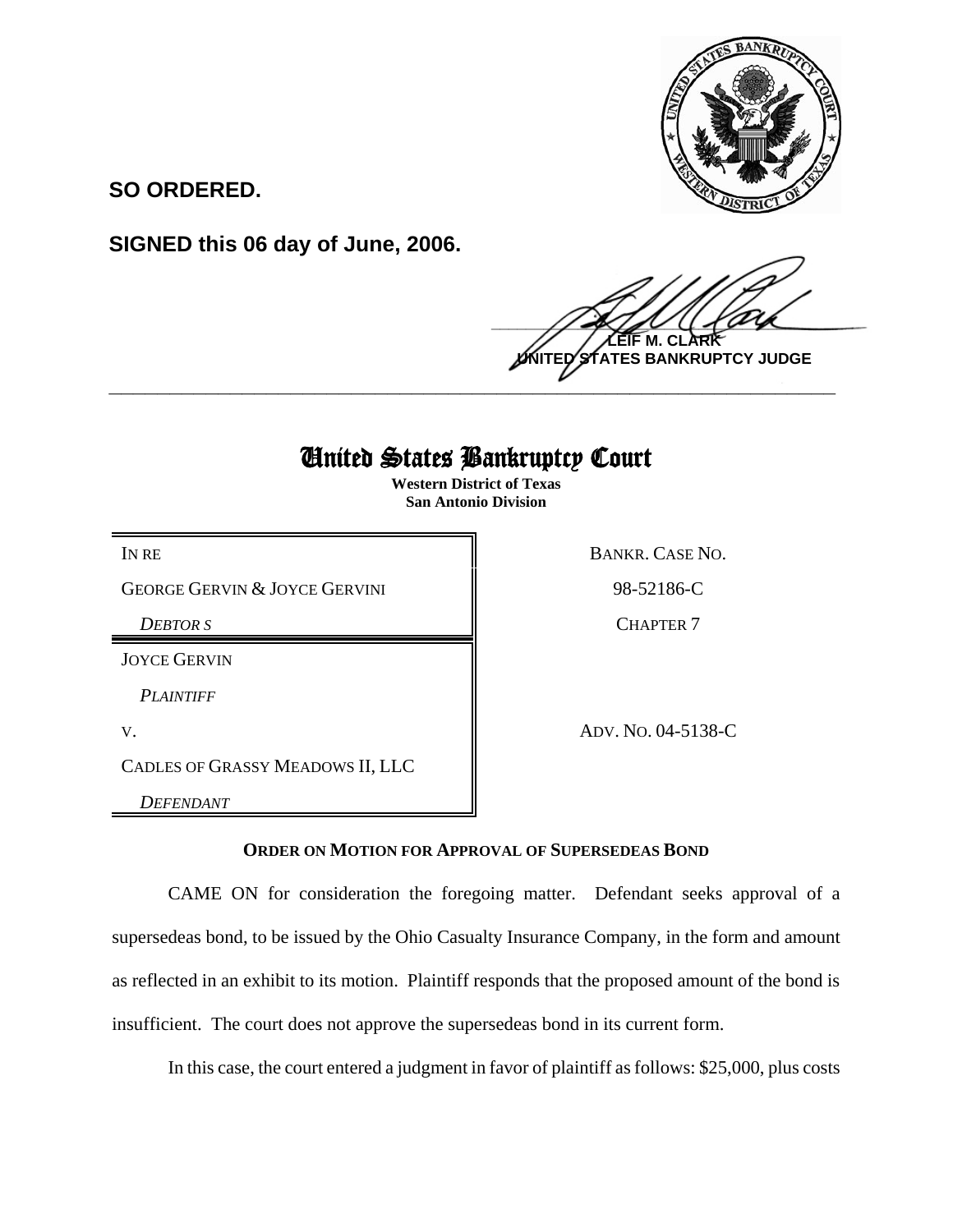**SO ORDERED.**

**SIGNED this 06 day of June, 2006.**

**LEIF M. CLARK**
**UNITED STATES BANKRUPTCY JUDGE**

---

# United States Bankruptcy Court

**Western District of Texas**
**San Antonio Division**

| | |
|---|---|
| IN RE | BANKR. CASE NO. |
| GEORGE GERVIN & JOYCE GERVINI | 98-52186-C |
| *DEBTOR S* | CHAPTER 7 |
| JOYCE GERVIN | |
| *PLAINTIFF* | |
| V. | ADV. NO. 04-5138-C |
| CADLES OF GRASSY MEADOWS II, LLC | |
| *DEFENDANT* | |

**ORDER ON MOTION FOR APPROVAL OF SUPERSEDEAS BOND**

CAME ON for consideration the foregoing matter. Defendant seeks approval of a supersedeas bond, to be issued by the Ohio Casualty Insurance Company, in the form and amount as reflected in an exhibit to its motion. Plaintiff responds that the proposed amount of the bond is insufficient. The court does not approve the supersedeas bond in its current form.

In this case, the court entered a judgment in favor of plaintiff as follows: $25,000, plus costs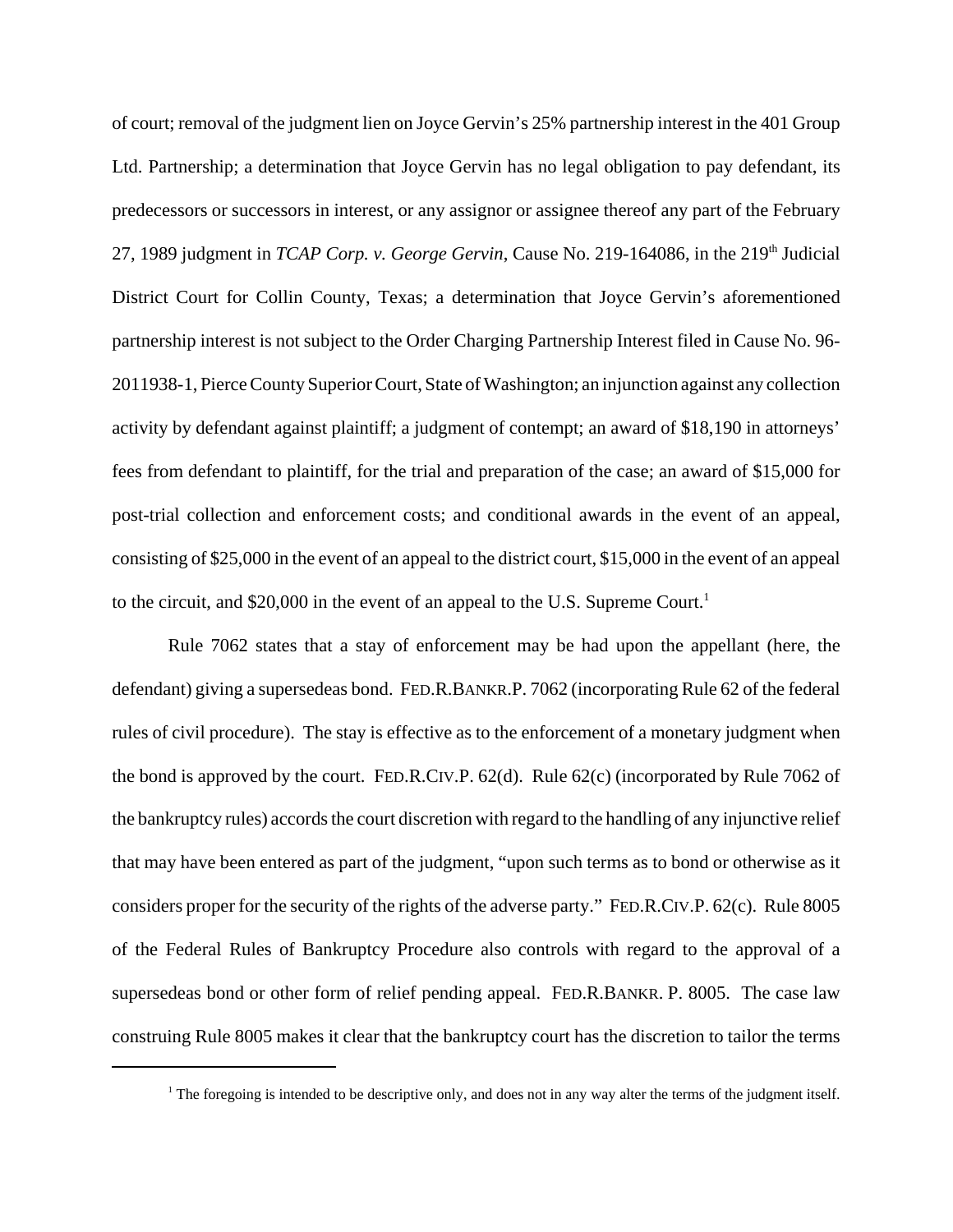of court; removal of the judgment lien on Joyce Gervin's 25% partnership interest in the 401 Group Ltd. Partnership; a determination that Joyce Gervin has no legal obligation to pay defendant, its predecessors or successors in interest, or any assignor or assignee thereof any part of the February 27, 1989 judgment in *TCAP Corp. v. George Gervin*, Cause No. 219-164086, in the 219th Judicial District Court for Collin County, Texas; a determination that Joyce Gervin's aforementioned partnership interest is not subject to the Order Charging Partnership Interest filed in Cause No. 96-2011938-1, Pierce County Superior Court, State of Washington; an injunction against any collection activity by defendant against plaintiff; a judgment of contempt; an award of $18,190 in attorneys' fees from defendant to plaintiff, for the trial and preparation of the case; an award of $15,000 for post-trial collection and enforcement costs; and conditional awards in the event of an appeal, consisting of $25,000 in the event of an appeal to the district court, $15,000 in the event of an appeal to the circuit, and $20,000 in the event of an appeal to the U.S. Supreme Court.[1]

Rule 7062 states that a stay of enforcement may be had upon the appellant (here, the defendant) giving a supersedeas bond. FED.R.BANKR.P. 7062 (incorporating Rule 62 of the federal rules of civil procedure). The stay is effective as to the enforcement of a monetary judgment when the bond is approved by the court. FED.R.CIV.P. 62(d). Rule 62(c) (incorporated by Rule 7062 of the bankruptcy rules) accords the court discretion with regard to the handling of any injunctive relief that may have been entered as part of the judgment, "upon such terms as to bond or otherwise as it considers proper for the security of the rights of the adverse party." FED.R.CIV.P. 62(c). Rule 8005 of the Federal Rules of Bankruptcy Procedure also controls with regard to the approval of a supersedeas bond or other form of relief pending appeal. FED.R.BANKR. P. 8005. The case law construing Rule 8005 makes it clear that the bankruptcy court has the discretion to tailor the terms

---

[1] The foregoing is intended to be descriptive only, and does not in any way alter the terms of the judgment itself.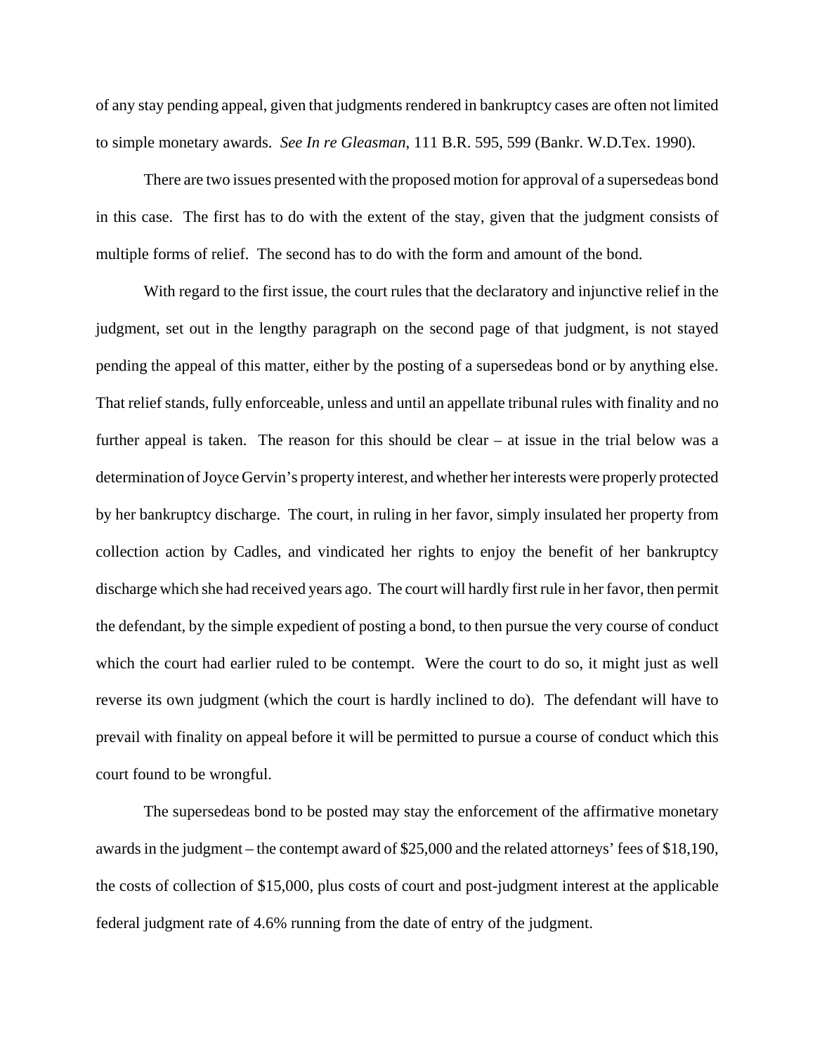of any stay pending appeal, given that judgments rendered in bankruptcy cases are often not limited to simple monetary awards. *See In re Gleasman*, 111 B.R. 595, 599 (Bankr. W.D.Tex. 1990).

There are two issues presented with the proposed motion for approval of a supersedeas bond in this case. The first has to do with the extent of the stay, given that the judgment consists of multiple forms of relief. The second has to do with the form and amount of the bond.

With regard to the first issue, the court rules that the declaratory and injunctive relief in the judgment, set out in the lengthy paragraph on the second page of that judgment, is not stayed pending the appeal of this matter, either by the posting of a supersedeas bond or by anything else. That relief stands, fully enforceable, unless and until an appellate tribunal rules with finality and no further appeal is taken. The reason for this should be clear – at issue in the trial below was a determination of Joyce Gervin's property interest, and whether her interests were properly protected by her bankruptcy discharge. The court, in ruling in her favor, simply insulated her property from collection action by Cadles, and vindicated her rights to enjoy the benefit of her bankruptcy discharge which she had received years ago. The court will hardly first rule in her favor, then permit the defendant, by the simple expedient of posting a bond, to then pursue the very course of conduct which the court had earlier ruled to be contempt. Were the court to do so, it might just as well reverse its own judgment (which the court is hardly inclined to do). The defendant will have to prevail with finality on appeal before it will be permitted to pursue a course of conduct which this court found to be wrongful.

The supersedeas bond to be posted may stay the enforcement of the affirmative monetary awards in the judgment – the contempt award of $25,000 and the related attorneys' fees of $18,190, the costs of collection of $15,000, plus costs of court and post-judgment interest at the applicable federal judgment rate of 4.6% running from the date of entry of the judgment.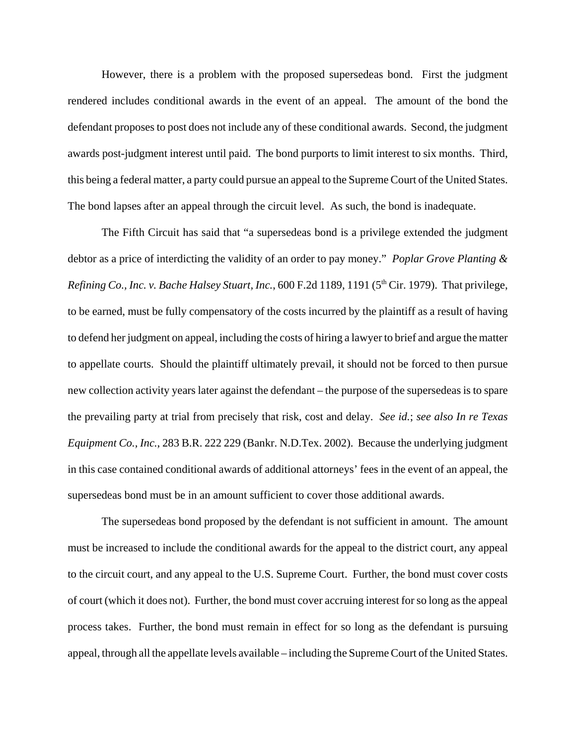However, there is a problem with the proposed supersedeas bond. First the judgment rendered includes conditional awards in the event of an appeal. The amount of the bond the defendant proposes to post does not include any of these conditional awards. Second, the judgment awards post-judgment interest until paid. The bond purports to limit interest to six months. Third, this being a federal matter, a party could pursue an appeal to the Supreme Court of the United States. The bond lapses after an appeal through the circuit level. As such, the bond is inadequate.

The Fifth Circuit has said that "a supersedeas bond is a privilege extended the judgment debtor as a price of interdicting the validity of an order to pay money." *Poplar Grove Planting & Refining Co., Inc. v. Bache Halsey Stuart, Inc.*, 600 F.2d 1189, 1191 (5th Cir. 1979). That privilege, to be earned, must be fully compensatory of the costs incurred by the plaintiff as a result of having to defend her judgment on appeal, including the costs of hiring a lawyer to brief and argue the matter to appellate courts. Should the plaintiff ultimately prevail, it should not be forced to then pursue new collection activity years later against the defendant – the purpose of the supersedeas is to spare the prevailing party at trial from precisely that risk, cost and delay. *See id.*; *see also In re Texas Equipment Co., Inc.*, 283 B.R. 222 229 (Bankr. N.D.Tex. 2002). Because the underlying judgment in this case contained conditional awards of additional attorneys' fees in the event of an appeal, the supersedeas bond must be in an amount sufficient to cover those additional awards.

The supersedeas bond proposed by the defendant is not sufficient in amount. The amount must be increased to include the conditional awards for the appeal to the district court, any appeal to the circuit court, and any appeal to the U.S. Supreme Court. Further, the bond must cover costs of court (which it does not). Further, the bond must cover accruing interest for so long as the appeal process takes. Further, the bond must remain in effect for so long as the defendant is pursuing appeal, through all the appellate levels available – including the Supreme Court of the United States.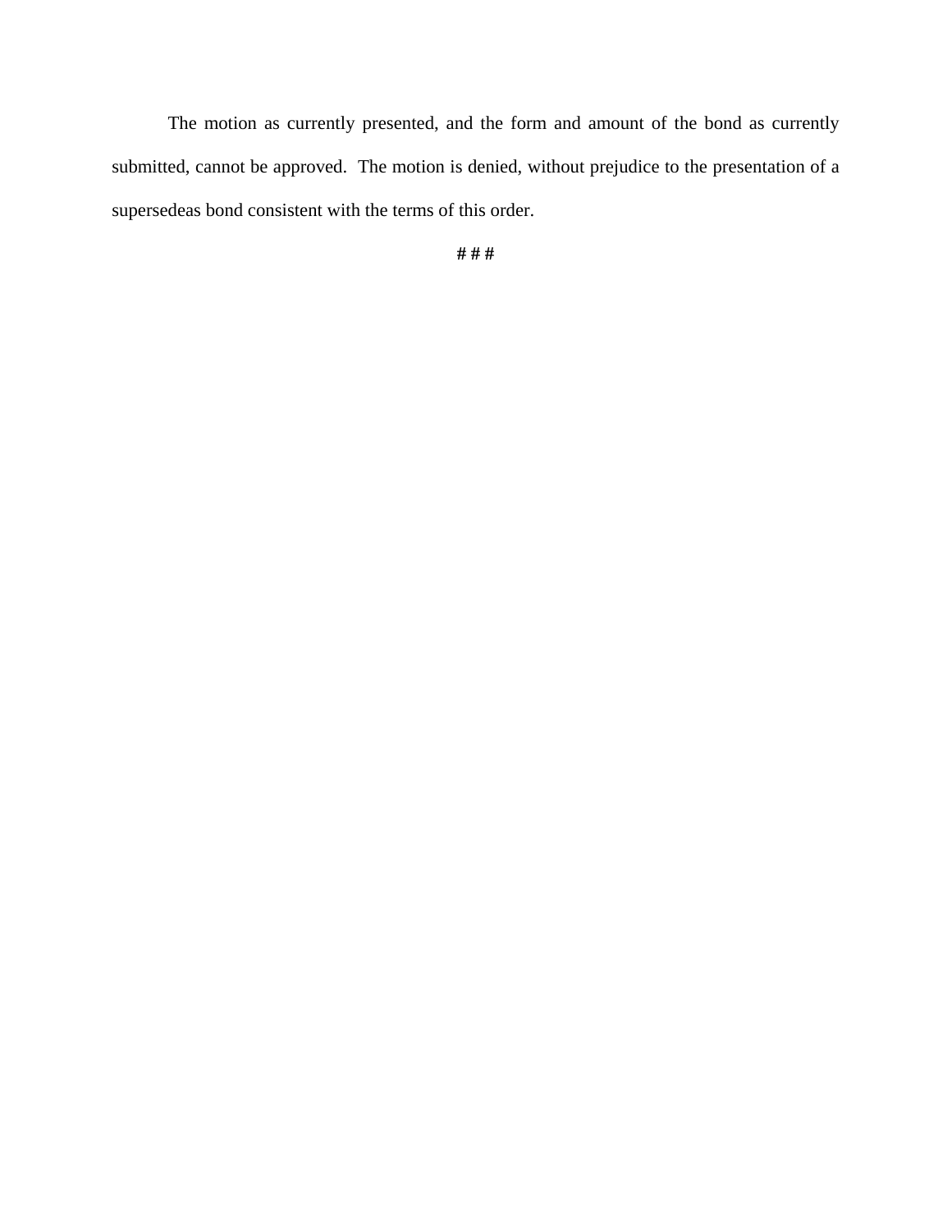The motion as currently presented, and the form and amount of the bond as currently submitted, cannot be approved. The motion is denied, without prejudice to the presentation of a supersedeas bond consistent with the terms of this order.

# # #